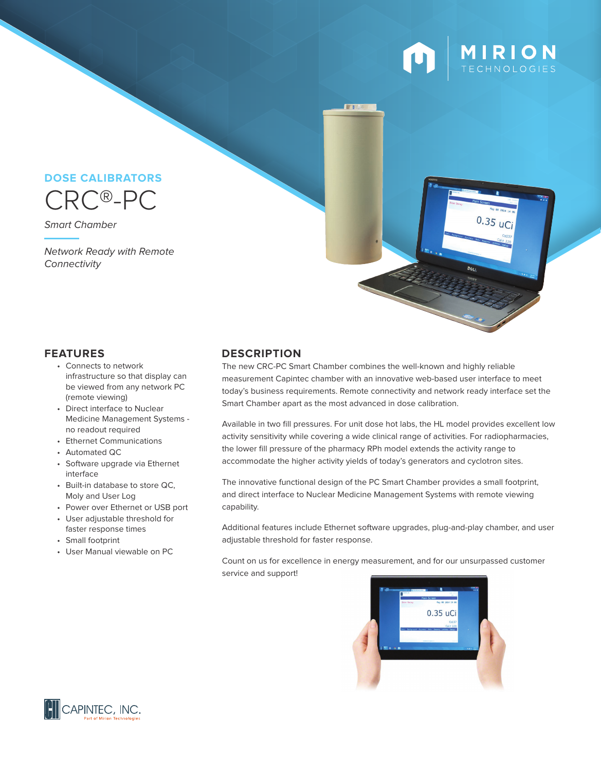MIRION TECHNOLOGIES

DOSE CALIBRATORS

# CRC®-PC

*Smart Chamber*

*Network Ready with Remote Connectivity*

## FEATURES

- Connects to network infrastructure so that display can be viewed from any network PC (remote viewing)
- Direct interface to Nuclear Medicine Management Systems - no readout required
- Ethernet Communications
- Automated QC
- Software upgrade via Ethernet interface
- Built-in database to store QC, Moly and User Log
- Power over Ethernet or USB port
- User adjustable threshold for faster response times
- Small footprint
- User Manual viewable on PC

## DESCRIPTION

The new CRC-PC Smart Chamber combines the well-known and highly reliable measurement Capintec chamber with an innovative web-based user interface to meet today's business requirements. Remote connectivity and network ready interface set the Smart Chamber apart as the most advanced in dose calibration.

Available in two fill pressures. For unit dose hot labs, the HL model provides excellent low activity sensitivity while covering a wide clinical range of activities. For radiopharmacies, the lower fill pressure of the pharmacy RPh model extends the activity range to accommodate the higher activity yields of today's generators and cyclotron sites.

The innovative functional design of the PC Smart Chamber provides a small footprint, and direct interface to Nuclear Medicine Management Systems with remote viewing capability.

Additional features include Ethernet software upgrades, plug-and-play chamber, and user adjustable threshold for faster response.

Count on us for excellence in energy measurement, and for our unsurpassed customer service and support!

CAPINTEC, INC.
Part of Mirion Technologies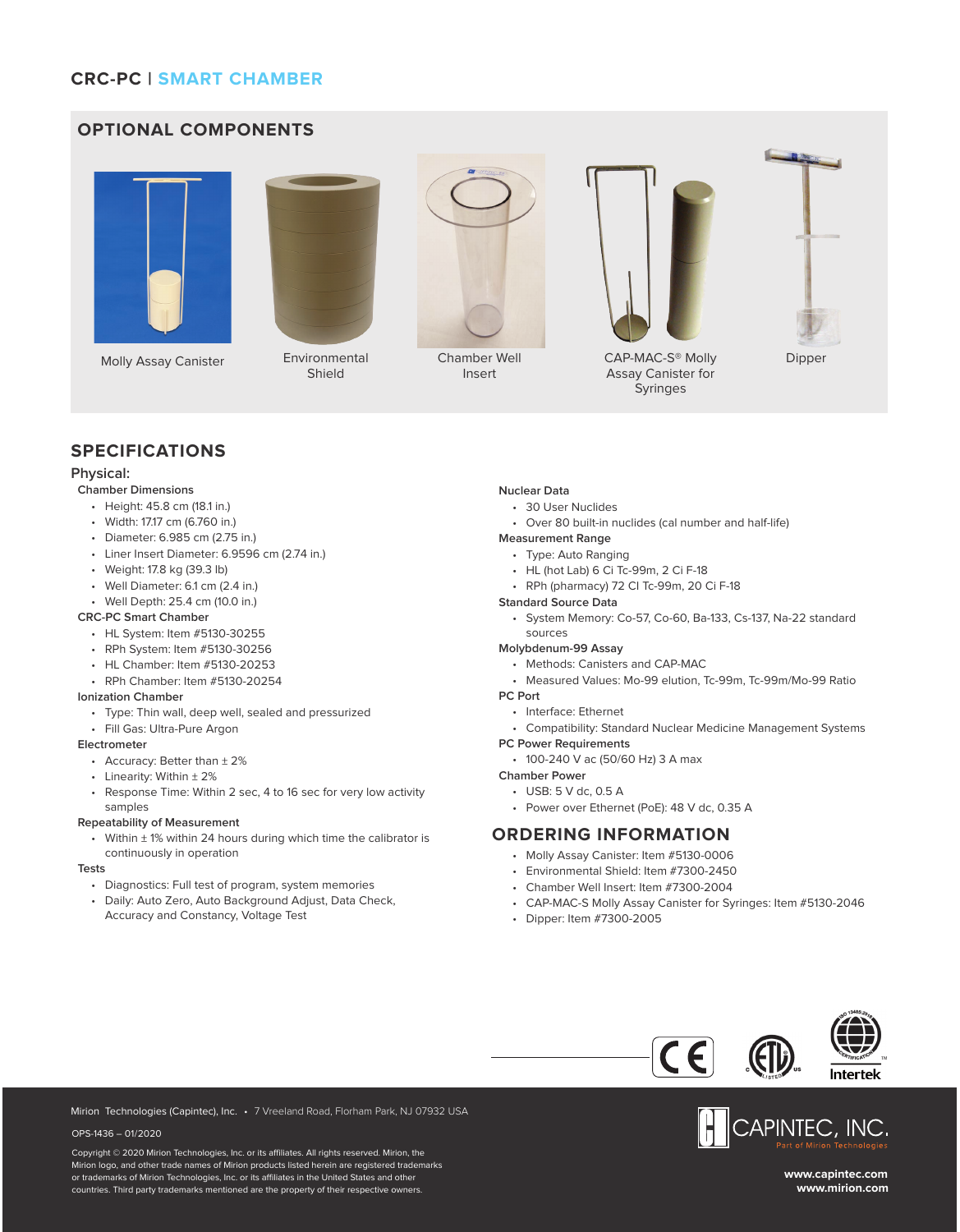## CRC-PC | SMART CHAMBER

## OPTIONAL COMPONENTS

Molly Assay Canister

Environmental Shield

Chamber Well Insert

CAP-MAC-S® Molly Assay Canister for Syringes

Dipper

## SPECIFICATIONS

### Physical:

**Chamber Dimensions**

- Height: 45.8 cm (18.1 in.)
- Width: 17.17 cm (6.760 in.)
- Diameter: 6.985 cm (2.75 in.)
- Liner Insert Diameter: 6.9596 cm (2.74 in.)
- Weight: 17.8 kg (39.3 lb)
- Well Diameter: 6.1 cm (2.4 in.)
- Well Depth: 25.4 cm (10.0 in.)

**CRC-PC Smart Chamber**

- HL System: Item #5130-30255
- RPh System: Item #5130-30256
- HL Chamber: Item #5130-20253
- RPh Chamber: Item #5130-20254

**Ionization Chamber**

- Type: Thin wall, deep well, sealed and pressurized
- Fill Gas: Ultra-Pure Argon

**Electrometer**

- Accuracy: Better than ± 2%
- Linearity: Within ± 2%
- Response Time: Within 2 sec, 4 to 16 sec for very low activity samples

**Repeatability of Measurement**

- Within ± 1% within 24 hours during which time the calibrator is continuously in operation

**Tests**

- Diagnostics: Full test of program, system memories
- Daily: Auto Zero, Auto Background Adjust, Data Check, Accuracy and Constancy, Voltage Test

**Nuclear Data**

- 30 User Nuclides
- Over 80 built-in nuclides (cal number and half-life)

**Measurement Range**

- Type: Auto Ranging
- HL (hot Lab) 6 Ci Tc-99m, 2 Ci F-18
- RPh (pharmacy) 72 CI Tc-99m, 20 Ci F-18

**Standard Source Data**

- System Memory: Co-57, Co-60, Ba-133, Cs-137, Na-22 standard sources

**Molybdenum-99 Assay**

- Methods: Canisters and CAP-MAC
- Measured Values: Mo-99 elution, Tc-99m, Tc-99m/Mo-99 Ratio

**PC Port**

- Interface: Ethernet
- Compatibility: Standard Nuclear Medicine Management Systems

**PC Power Requirements**

- 100-240 V ac (50/60 Hz) 3 A max

**Chamber Power**

- USB: 5 V dc, 0.5 A
- Power over Ethernet (PoE): 48 V dc, 0.35 A

## ORDERING INFORMATION

- Molly Assay Canister: Item #5130-0006
- Environmental Shield: Item #7300-2450
- Chamber Well Insert: Item #7300-2004
- CAP-MAC-S Molly Assay Canister for Syringes: Item #5130-2046
- Dipper: Item #7300-2005

Mirion Technologies (Capintec), Inc. • 7 Vreeland Road, Florham Park, NJ 07932 USA

OPS-1436 – 01/2020

Copyright © 2020 Mirion Technologies, Inc. or its affiliates. All rights reserved. Mirion, the Mirion logo, and other trade names of Mirion products listed herein are registered trademarks or trademarks of Mirion Technologies, Inc. or its affiliates in the United States and other countries. Third party trademarks mentioned are the property of their respective owners.

CAPINTEC, INC.
Part of Mirion Technologies

www.capintec.com
www.mirion.com